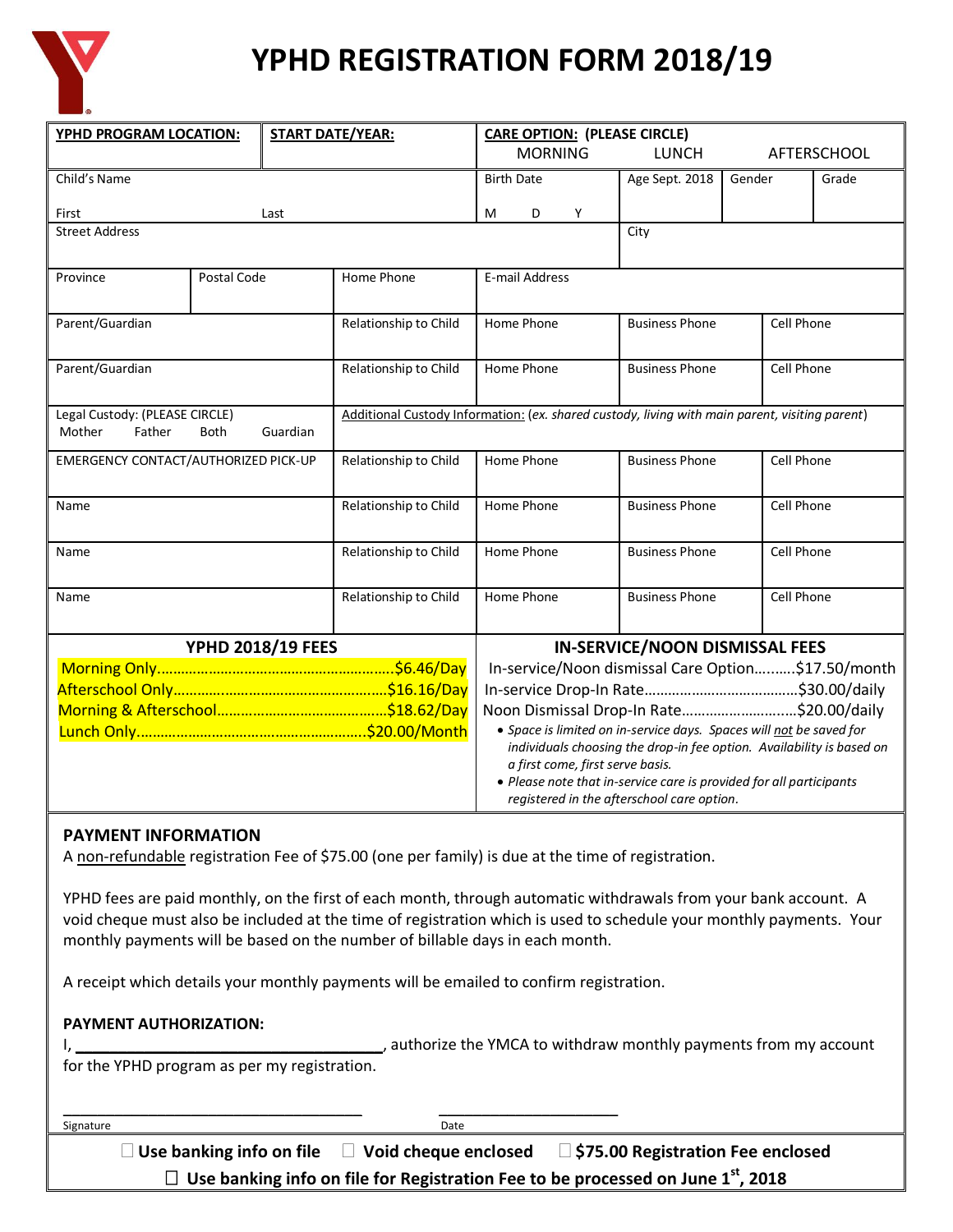# YPHD REGISTRATION FORM 2018/19

| YPHD PROGRAM LOCATION: | START DATE/YEAR: | CARE OPTION: (PLEASE CIRCLE) MORNING LUNCH AFTERSCHOOL | | | |
|---|---|---|---|---|---|
| Child's Name First Last | | Birth Date M D Y | Age Sept. 2018 | Gender | Grade |
| Street Address | | | City | | |
| Province | Postal Code | Home Phone | E-mail Address | | |
| Parent/Guardian | | Relationship to Child | Home Phone | Business Phone | Cell Phone |
| Parent/Guardian | | Relationship to Child | Home Phone | Business Phone | Cell Phone |
| Legal Custody: (PLEASE CIRCLE) Mother Father Both Guardian | | Additional Custody Information: (*ex. shared custody, living with main parent, visiting parent*) | | | |
| EMERGENCY CONTACT/AUTHORIZED PICK-UP | | Relationship to Child | Home Phone | Business Phone | Cell Phone |
| Name | | Relationship to Child | Home Phone | Business Phone | Cell Phone |
| Name | | Relationship to Child | Home Phone | Business Phone | Cell Phone |
| Name | | Relationship to Child | Home Phone | Business Phone | Cell Phone |

| YPHD 2018/19 FEES | IN-SERVICE/NOON DISMISSAL FEES |
|---|---|
| Morning Only……………………………………………….$6.46/Day | In-service/Noon dismissal Care Option……….$17.50/month |
| Afterschool Only…………………………………………..$16.16/Day | In-service Drop-In Rate………………………………$30.00/daily |
| Morning & Afterschool…………………………………$18.62/Day | Noon Dismissal Drop-In Rate………………………$20.00/daily |
| Lunch Only…………………………………………………..$20.00/Month | • *Space is limited on in-service days. Spaces will not be saved for individuals choosing the drop-in fee option. Availability is based on a first come, first serve basis.* • *Please note that in-service care is provided for all participants registered in the afterschool care option.* |

## PAYMENT INFORMATION

A non-refundable registration Fee of $75.00 (one per family) is due at the time of registration.

YPHD fees are paid monthly, on the first of each month, through automatic withdrawals from your bank account. A void cheque must also be included at the time of registration which is used to schedule your monthly payments. Your monthly payments will be based on the number of billable days in each month.

A receipt which details your monthly payments will be emailed to confirm registration.

## PAYMENT AUTHORIZATION:

I, ________________________________, authorize the YMCA to withdraw monthly payments from my account for the YPHD program as per my registration.

________________________________ ____________________
Signature Date

☐ **Use banking info on file** ☐ **Void cheque enclosed** ☐ **$75.00 Registration Fee enclosed**

☐ **Use banking info on file for Registration Fee to be processed on June 1st, 2018**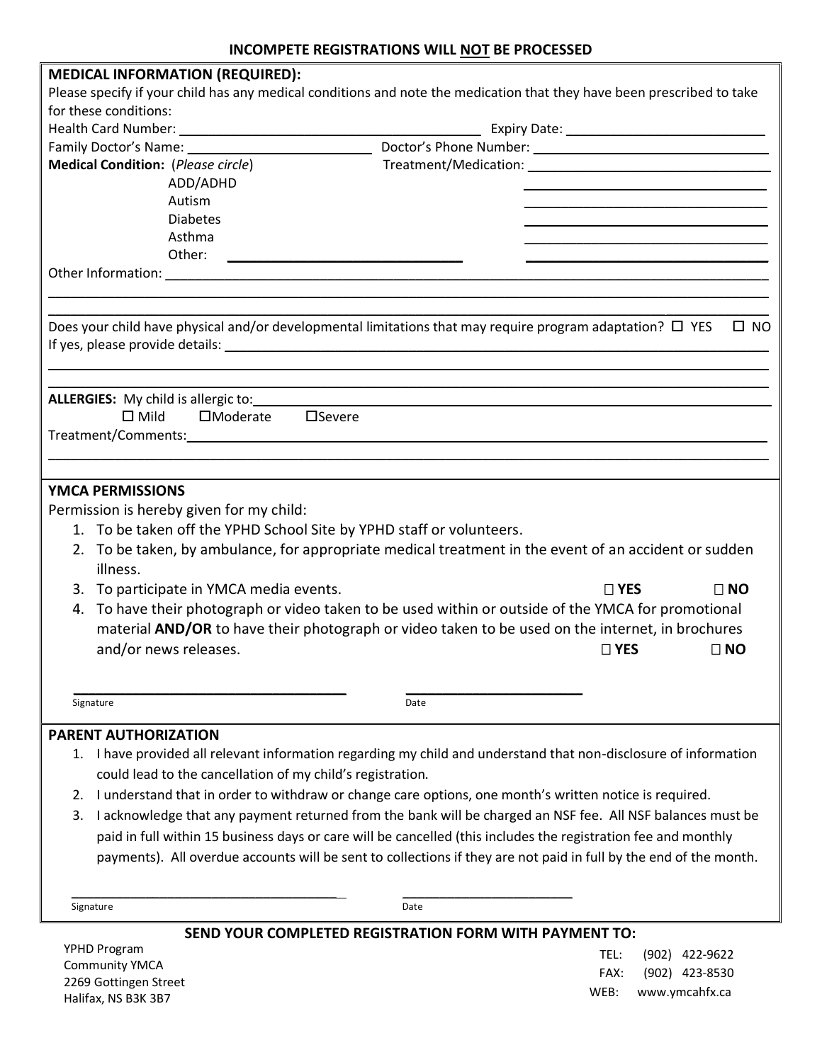**INCOMPETE REGISTRATIONS WILL NOT BE PROCESSED**

## MEDICAL INFORMATION (REQUIRED):

Please specify if your child has any medical conditions and note the medication that they have been prescribed to take for these conditions:

Health Card Number: ______________________________ Expiry Date: ______________________

Family Doctor's Name: ____________________ Doctor's Phone Number: ________________________

**Medical Condition:** (*Please circle*) Treatment/Medication: ____________________________

- ADD/ADHD ____________________________
- Autism ____________________________
- Diabetes ____________________________
- Asthma ____________________________
- Other: ____________________________ ____________________________

Other Information: ______________________________________________________________

______________________________________________________________________________

______________________________________________________________________________

Does your child have physical and/or developmental limitations that may require program adaptation? ☐ YES ☐ NO

If yes, please provide details: ______________________________________________________

______________________________________________________________________________

______________________________________________________________________________

**ALLERGIES:** My child is allergic to: ______________________________________________

☐ Mild ☐Moderate ☐Severe

Treatment/Comments: ______________________________________________________________

______________________________________________________________________________

## YMCA PERMISSIONS

Permission is hereby given for my child:

1. To be taken off the YPHD School Site by YPHD staff or volunteers.
2. To be taken, by ambulance, for appropriate medical treatment in the event of an accident or sudden illness.
3. To participate in YMCA media events. ☐ **YES** ☐ **NO**
4. To have their photograph or video taken to be used within or outside of the YMCA for promotional material **AND/OR** to have their photograph or video taken to be used on the internet, in brochures and/or news releases. ☐ **YES** ☐ **NO**

______________________________ ______________________

Signature Date

## PARENT AUTHORIZATION

1. I have provided all relevant information regarding my child and understand that non-disclosure of information could lead to the cancellation of my child's registration.
2. I understand that in order to withdraw or change care options, one month's written notice is required.
3. I acknowledge that any payment returned from the bank will be charged an NSF fee. All NSF balances must be paid in full within 15 business days or care will be cancelled (this includes the registration fee and monthly payments). All overdue accounts will be sent to collections if they are not paid in full by the end of the month.

______________________________ ______________________

Signature Date

**SEND YOUR COMPLETED REGISTRATION FORM WITH PAYMENT TO:**

YPHD Program
Community YMCA
2269 Gottingen Street
Halifax, NS B3K 3B7

TEL: (902) 422-9622
FAX: (902) 423-8530
WEB: www.ymcahfx.ca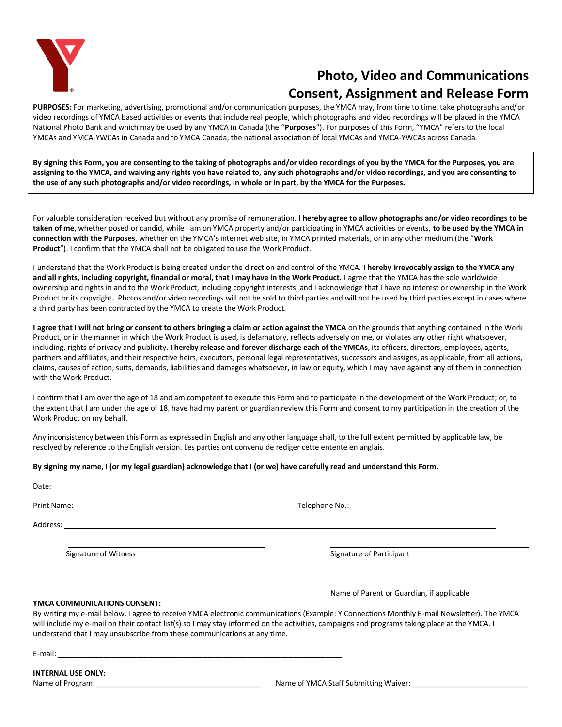# Photo, Video and Communications Consent, Assignment and Release Form

**PURPOSES:** For marketing, advertising, promotional and/or communication purposes, the YMCA may, from time to time, take photographs and/or video recordings of YMCA based activities or events that include real people, which photographs and video recordings will be placed in the YMCA National Photo Bank and which may be used by any YMCA in Canada (the "**Purposes**"). For purposes of this Form, "YMCA" refers to the local YMCAs and YMCA-YWCAs in Canada and to YMCA Canada, the national association of local YMCAs and YMCA-YWCAs across Canada.

**By signing this Form, you are consenting to the taking of photographs and/or video recordings of you by the YMCA for the Purposes, you are assigning to the YMCA, and waiving any rights you have related to, any such photographs and/or video recordings, and you are consenting to the use of any such photographs and/or video recordings, in whole or in part, by the YMCA for the Purposes.**

For valuable consideration received but without any promise of remuneration, **I hereby agree to allow photographs and/or video recordings to be taken of me**, whether posed or candid, while I am on YMCA property and/or participating in YMCA activities or events, **to be used by the YMCA in connection with the Purposes**, whether on the YMCA's internet web site, in YMCA printed materials, or in any other medium (the "**Work Product**"). I confirm that the YMCA shall not be obligated to use the Work Product.

I understand that the Work Product is being created under the direction and control of the YMCA. **I hereby irrevocably assign to the YMCA any and all rights, including copyright, financial or moral, that I may have in the Work Product.** I agree that the YMCA has the sole worldwide ownership and rights in and to the Work Product, including copyright interests, and I acknowledge that I have no interest or ownership in the Work Product or its copyright**.** Photos and/or video recordings will not be sold to third parties and will not be used by third parties except in cases where a third party has been contracted by the YMCA to create the Work Product.

**I agree that I will not bring or consent to others bringing a claim or action against the YMCA** on the grounds that anything contained in the Work Product, or in the manner in which the Work Product is used, is defamatory, reflects adversely on me, or violates any other right whatsoever, including, rights of privacy and publicity. **I hereby release and forever discharge each of the YMCAs**, its officers, directors, employees, agents, partners and affiliates, and their respective heirs, executors, personal legal representatives, successors and assigns, as applicable, from all actions, claims, causes of action, suits, demands, liabilities and damages whatsoever, in law or equity, which I may have against any of them in connection with the Work Product.

I confirm that I am over the age of 18 and am competent to execute this Form and to participate in the development of the Work Product; or, to the extent that I am under the age of 18, have had my parent or guardian review this Form and consent to my participation in the creation of the Work Product on my behalf.

Any inconsistency between this Form as expressed in English and any other language shall, to the full extent permitted by applicable law, be resolved by reference to the English version. Les parties ont convenu de rediger cette entente en anglais.

**By signing my name, I (or my legal guardian) acknowledge that I (or we) have carefully read and understand this Form.**

Date: ____________________________________

Print Name: ____________________________________ Telephone No.: ____________________________________

Address: ________________________________________________________________________________

____________________________________ Signature of Witness

____________________________________ Signature of Participant

____________________________________ Name of Parent or Guardian, if applicable

**YMCA COMMUNICATIONS CONSENT:**

By writing my e-mail below, I agree to receive YMCA electronic communications (Example: Y Connections Monthly E-mail Newsletter). The YMCA will include my e-mail on their contact list(s) so I may stay informed on the activities, campaigns and programs taking place at the YMCA. I understand that I may unsubscribe from these communications at any time.

E-mail: ________________________________________________________________________

**INTERNAL USE ONLY:**

Name of Program: ________________________________________ Name of YMCA Staff Submitting Waiver: ____________________________